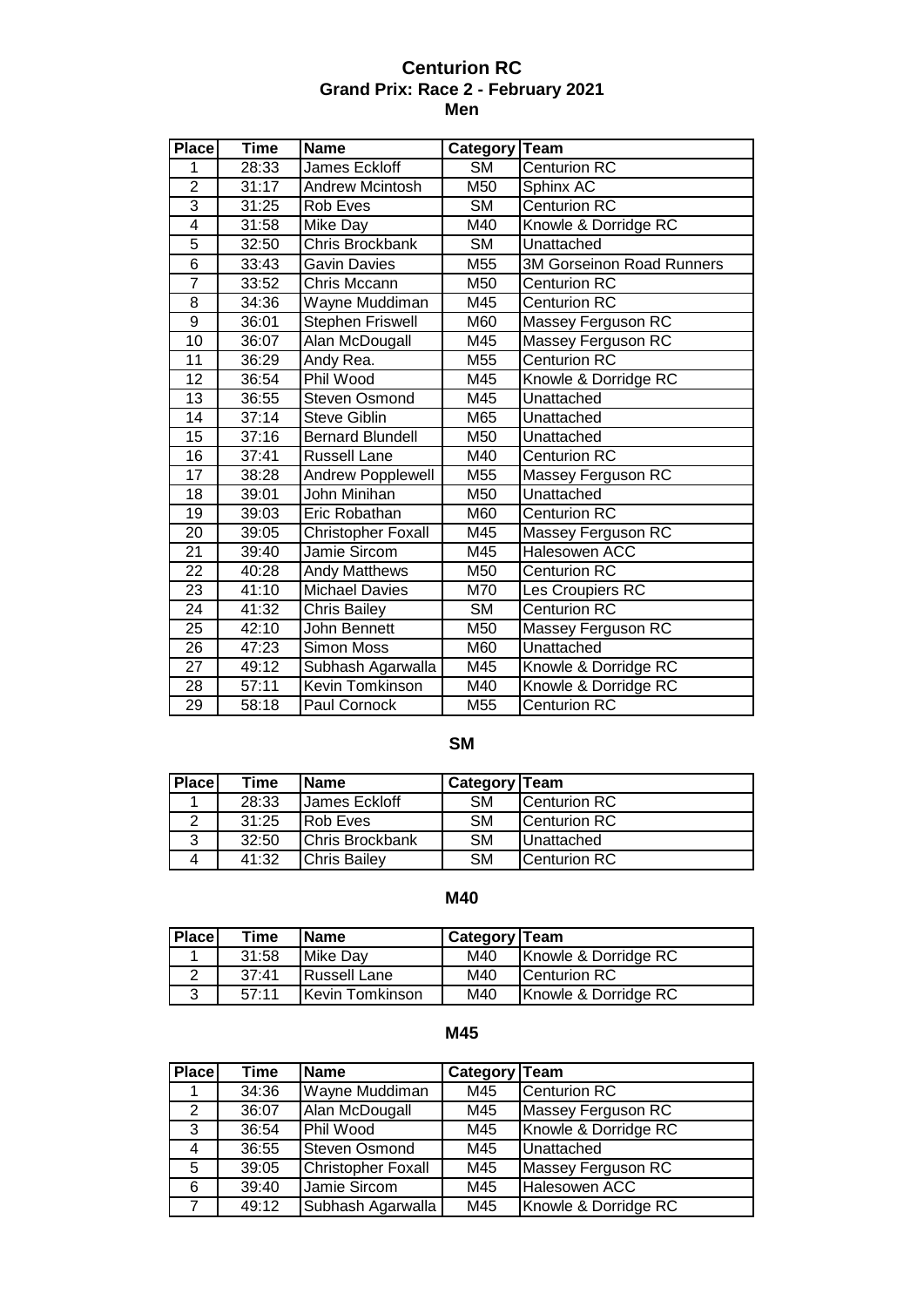# Centurion RC
## Grand Prix: Race 2 - February 2021
## Men

| Place | Time | Name | Category | Team |
|---|---|---|---|---|
| 1 | 28:33 | James Eckloff | SM | Centurion RC |
| 2 | 31:17 | Andrew Mcintosh | M50 | Sphinx AC |
| 3 | 31:25 | Rob Eves | SM | Centurion RC |
| 4 | 31:58 | Mike Day | M40 | Knowle & Dorridge RC |
| 5 | 32:50 | Chris Brockbank | SM | Unattached |
| 6 | 33:43 | Gavin Davies | M55 | 3M Gorseinon Road Runners |
| 7 | 33:52 | Chris Mccann | M50 | Centurion RC |
| 8 | 34:36 | Wayne Muddiman | M45 | Centurion RC |
| 9 | 36:01 | Stephen Friswell | M60 | Massey Ferguson RC |
| 10 | 36:07 | Alan McDougall | M45 | Massey Ferguson RC |
| 11 | 36:29 | Andy Rea. | M55 | Centurion RC |
| 12 | 36:54 | Phil Wood | M45 | Knowle & Dorridge RC |
| 13 | 36:55 | Steven Osmond | M45 | Unattached |
| 14 | 37:14 | Steve Giblin | M65 | Unattached |
| 15 | 37:16 | Bernard Blundell | M50 | Unattached |
| 16 | 37:41 | Russell Lane | M40 | Centurion RC |
| 17 | 38:28 | Andrew Popplewell | M55 | Massey Ferguson RC |
| 18 | 39:01 | John Minihan | M50 | Unattached |
| 19 | 39:03 | Eric Robathan | M60 | Centurion RC |
| 20 | 39:05 | Christopher Foxall | M45 | Massey Ferguson RC |
| 21 | 39:40 | Jamie Sircom | M45 | Halesowen ACC |
| 22 | 40:28 | Andy Matthews | M50 | Centurion RC |
| 23 | 41:10 | Michael Davies | M70 | Les Croupiers RC |
| 24 | 41:32 | Chris Bailey | SM | Centurion RC |
| 25 | 42:10 | John Bennett | M50 | Massey Ferguson RC |
| 26 | 47:23 | Simon Moss | M60 | Unattached |
| 27 | 49:12 | Subhash Agarwalla | M45 | Knowle & Dorridge RC |
| 28 | 57:11 | Kevin Tomkinson | M40 | Knowle & Dorridge RC |
| 29 | 58:18 | Paul Cornock | M55 | Centurion RC |

### SM

| Place | Time | Name | Category | Team |
|---|---|---|---|---|
| 1 | 28:33 | James Eckloff | SM | Centurion RC |
| 2 | 31:25 | Rob Eves | SM | Centurion RC |
| 3 | 32:50 | Chris Brockbank | SM | Unattached |
| 4 | 41:32 | Chris Bailey | SM | Centurion RC |

### M40

| Place | Time | Name | Category | Team |
|---|---|---|---|---|
| 1 | 31:58 | Mike Day | M40 | Knowle & Dorridge RC |
| 2 | 37:41 | Russell Lane | M40 | Centurion RC |
| 3 | 57:11 | Kevin Tomkinson | M40 | Knowle & Dorridge RC |

### M45

| Place | Time | Name | Category | Team |
|---|---|---|---|---|
| 1 | 34:36 | Wayne Muddiman | M45 | Centurion RC |
| 2 | 36:07 | Alan McDougall | M45 | Massey Ferguson RC |
| 3 | 36:54 | Phil Wood | M45 | Knowle & Dorridge RC |
| 4 | 36:55 | Steven Osmond | M45 | Unattached |
| 5 | 39:05 | Christopher Foxall | M45 | Massey Ferguson RC |
| 6 | 39:40 | Jamie Sircom | M45 | Halesowen ACC |
| 7 | 49:12 | Subhash Agarwalla | M45 | Knowle & Dorridge RC |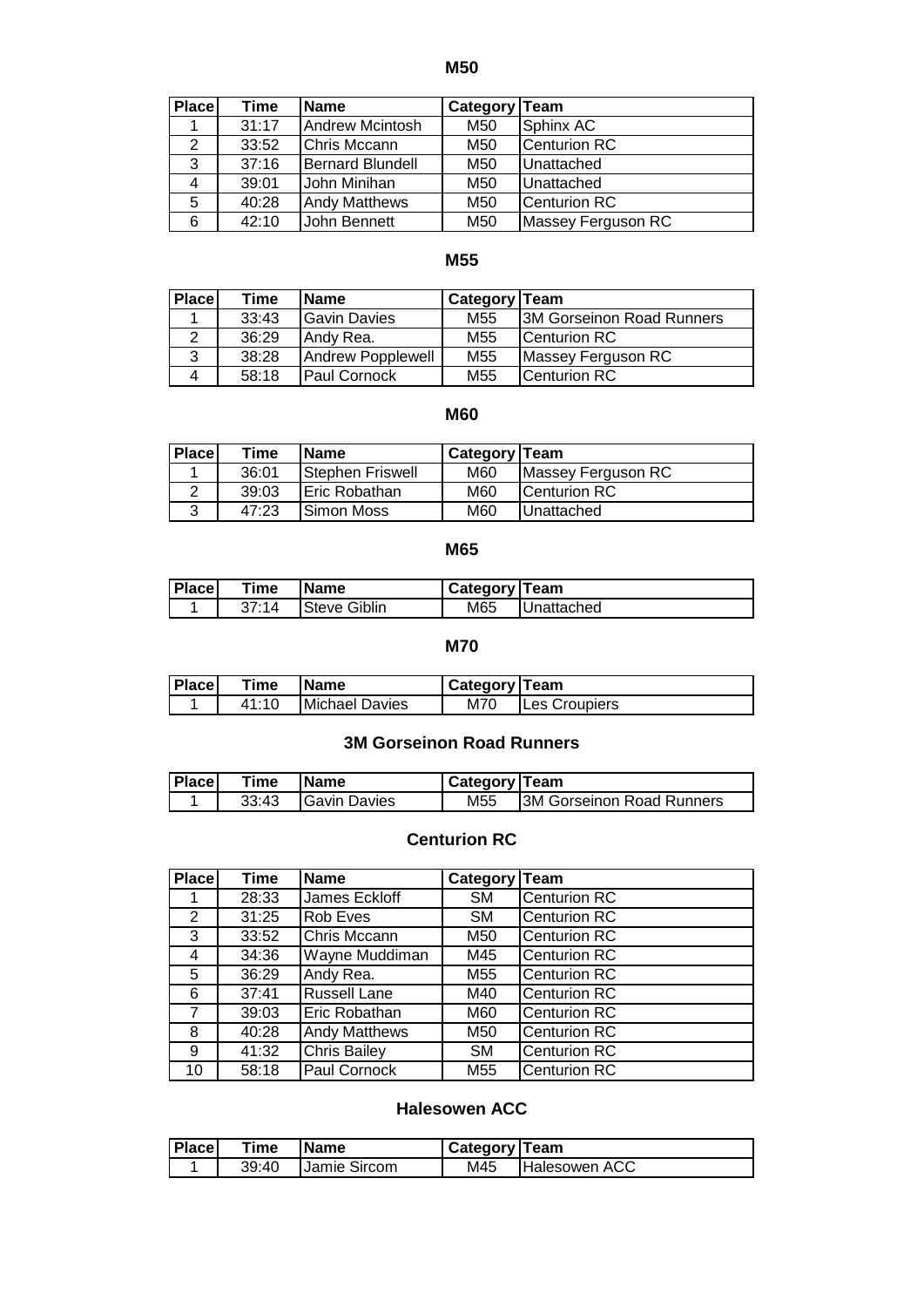## M50

| Place | Time | Name | Category | Team |
|---|---|---|---|---|
| 1 | 31:17 | Andrew Mcintosh | M50 | Sphinx AC |
| 2 | 33:52 | Chris Mccann | M50 | Centurion RC |
| 3 | 37:16 | Bernard Blundell | M50 | Unattached |
| 4 | 39:01 | John Minihan | M50 | Unattached |
| 5 | 40:28 | Andy Matthews | M50 | Centurion RC |
| 6 | 42:10 | John Bennett | M50 | Massey Ferguson RC |

## M55

| Place | Time | Name | Category | Team |
|---|---|---|---|---|
| 1 | 33:43 | Gavin Davies | M55 | 3M Gorseinon Road Runners |
| 2 | 36:29 | Andy Rea. | M55 | Centurion RC |
| 3 | 38:28 | Andrew Popplewell | M55 | Massey Ferguson RC |
| 4 | 58:18 | Paul Cornock | M55 | Centurion RC |

## M60

| Place | Time | Name | Category | Team |
|---|---|---|---|---|
| 1 | 36:01 | Stephen Friswell | M60 | Massey Ferguson RC |
| 2 | 39:03 | Eric Robathan | M60 | Centurion RC |
| 3 | 47:23 | Simon Moss | M60 | Unattached |

## M65

| Place | Time | Name | Category | Team |
|---|---|---|---|---|
| 1 | 37:14 | Steve Giblin | M65 | Unattached |

## M70

| Place | Time | Name | Category | Team |
|---|---|---|---|---|
| 1 | 41:10 | Michael Davies | M70 | Les Croupiers |

## 3M Gorseinon Road Runners

| Place | Time | Name | Category | Team |
|---|---|---|---|---|
| 1 | 33:43 | Gavin Davies | M55 | 3M Gorseinon Road Runners |

## Centurion RC

| Place | Time | Name | Category | Team |
|---|---|---|---|---|
| 1 | 28:33 | James Eckloff | SM | Centurion RC |
| 2 | 31:25 | Rob Eves | SM | Centurion RC |
| 3 | 33:52 | Chris Mccann | M50 | Centurion RC |
| 4 | 34:36 | Wayne Muddiman | M45 | Centurion RC |
| 5 | 36:29 | Andy Rea. | M55 | Centurion RC |
| 6 | 37:41 | Russell Lane | M40 | Centurion RC |
| 7 | 39:03 | Eric Robathan | M60 | Centurion RC |
| 8 | 40:28 | Andy Matthews | M50 | Centurion RC |
| 9 | 41:32 | Chris Bailey | SM | Centurion RC |
| 10 | 58:18 | Paul Cornock | M55 | Centurion RC |

## Halesowen ACC

| Place | Time | Name | Category | Team |
|---|---|---|---|---|
| 1 | 39:40 | Jamie Sircom | M45 | Halesowen ACC |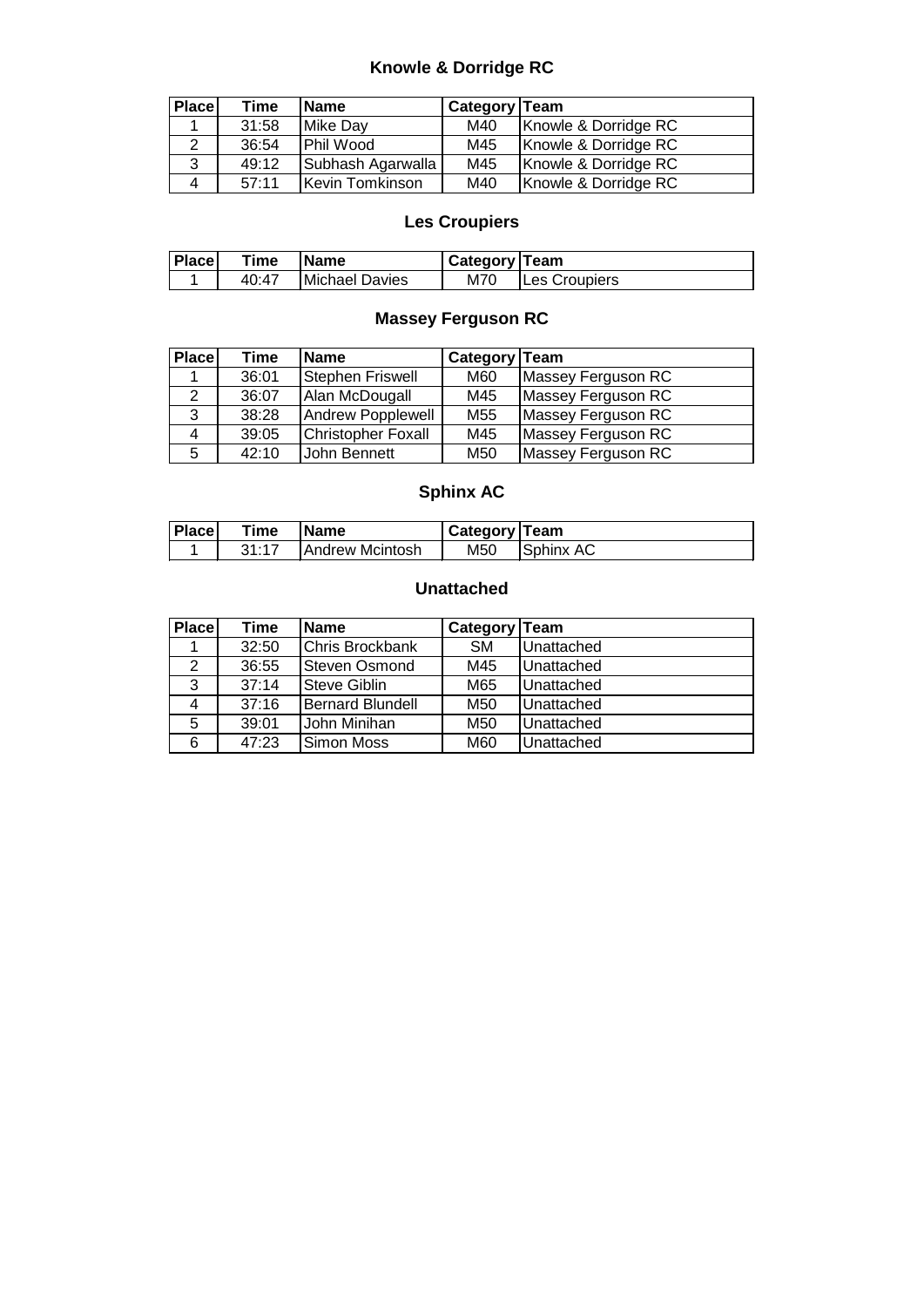## Knowle & Dorridge RC

| Place | Time | Name | Category | Team |
|---|---|---|---|---|
| 1 | 31:58 | Mike Day | M40 | Knowle & Dorridge RC |
| 2 | 36:54 | Phil Wood | M45 | Knowle & Dorridge RC |
| 3 | 49:12 | Subhash Agarwalla | M45 | Knowle & Dorridge RC |
| 4 | 57:11 | Kevin Tomkinson | M40 | Knowle & Dorridge RC |

## Les Croupiers

| Place | Time | Name | Category | Team |
|---|---|---|---|---|
| 1 | 40:47 | Michael Davies | M70 | Les Croupiers |

## Massey Ferguson RC

| Place | Time | Name | Category | Team |
|---|---|---|---|---|
| 1 | 36:01 | Stephen Friswell | M60 | Massey Ferguson RC |
| 2 | 36:07 | Alan McDougall | M45 | Massey Ferguson RC |
| 3 | 38:28 | Andrew Popplewell | M55 | Massey Ferguson RC |
| 4 | 39:05 | Christopher Foxall | M45 | Massey Ferguson RC |
| 5 | 42:10 | John Bennett | M50 | Massey Ferguson RC |

## Sphinx AC

| Place | Time | Name | Category | Team |
|---|---|---|---|---|
| 1 | 31:17 | Andrew Mcintosh | M50 | Sphinx AC |

## Unattached

| Place | Time | Name | Category | Team |
|---|---|---|---|---|
| 1 | 32:50 | Chris Brockbank | SM | Unattached |
| 2 | 36:55 | Steven Osmond | M45 | Unattached |
| 3 | 37:14 | Steve Giblin | M65 | Unattached |
| 4 | 37:16 | Bernard Blundell | M50 | Unattached |
| 5 | 39:01 | John Minihan | M50 | Unattached |
| 6 | 47:23 | Simon Moss | M60 | Unattached |